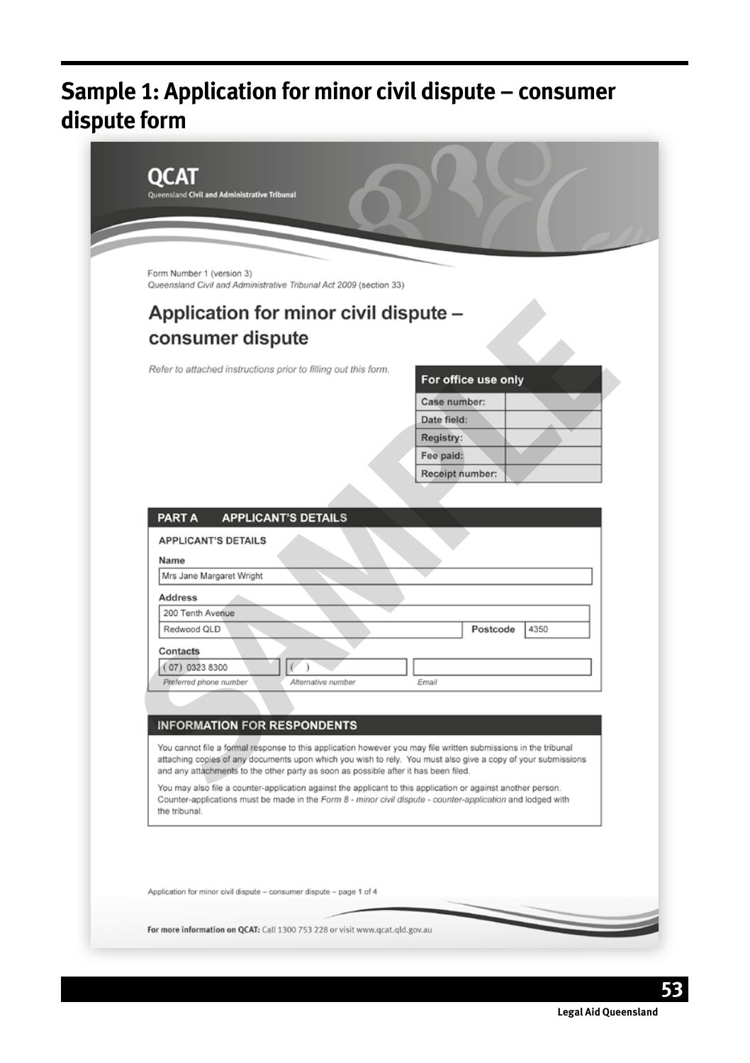# Sample 1: Application for minor civil dispute – consumer dispute form

**QCAT**
Queensland Civil and Administrative Tribunal

Form Number 1 (version 3)
*Queensland Civil and Administrative Tribunal Act 2009* (section 33)

## Application for minor civil dispute – consumer dispute

*Refer to attached instructions prior to filling out this form.*

| For office use only | |
|---|---|
| Case number: | |
| Date field: | |
| Registry: | |
| Fee paid: | |
| Receipt number: | |

### PART A APPLICANT'S DETAILS

APPLICANT'S DETAILS

**Name**

Mrs Jane Margaret Wright

**Address**

200 Tenth Avenue
Redwood QLD **Postcode** 4350

**Contacts**

| (07) 0323 8300 | ( ) | |
|---|---|---|
| *Preferred phone number* | *Alternative number* | *Email* |

### INFORMATION FOR RESPONDENTS

You cannot file a formal response to this application however you may file written submissions in the tribunal attaching copies of any documents upon which you wish to rely. You must also give a copy of your submissions and any attachments to the other party as soon as possible after it has been filed.

You may also file a counter-application against the applicant to this application or against another person. Counter-applications must be made in the *Form 8 - minor civil dispute - counter-application* and lodged with the tribunal.

Application for minor civil dispute – consumer dispute – page 1 of 4

**For more information on QCAT:** Call 1300 753 228 or visit www.qcat.qld.gov.au

SAMPLE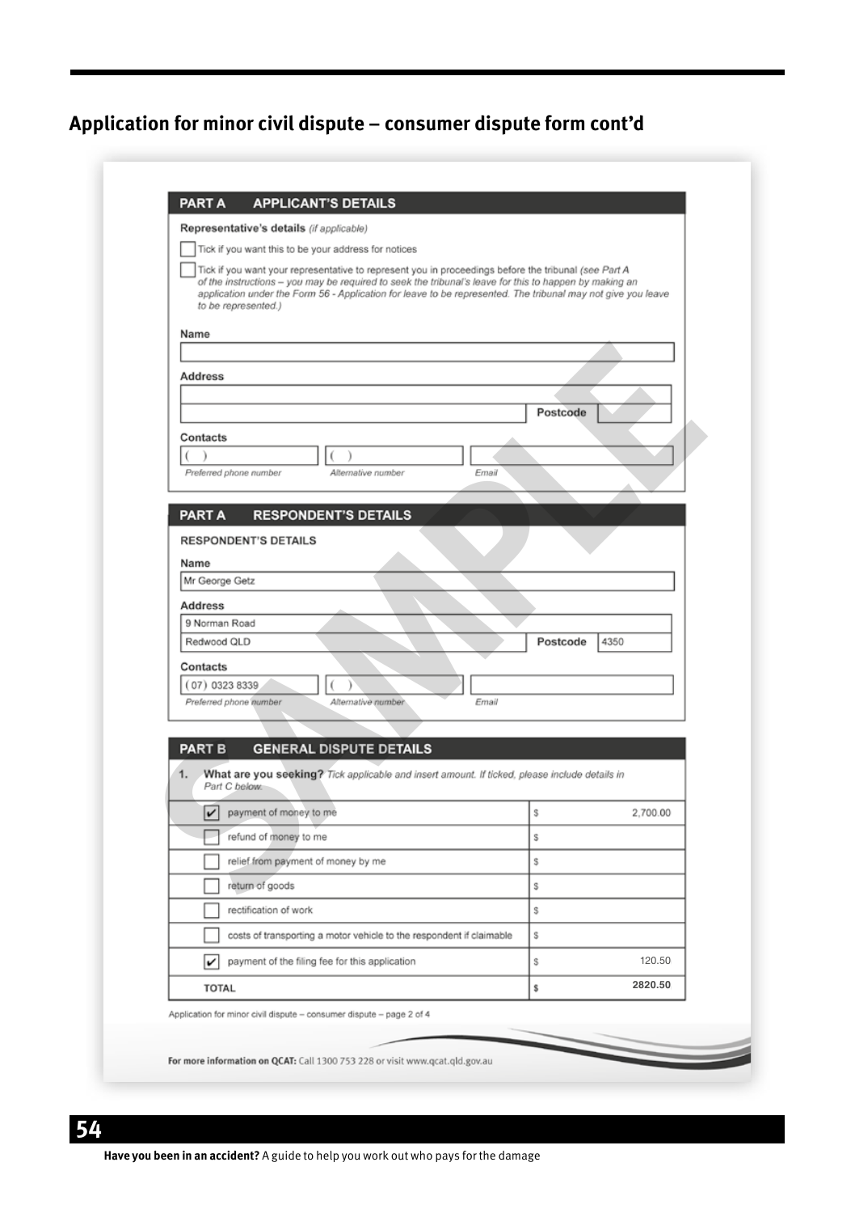## Application for minor civil dispute – consumer dispute form cont'd

### PART A APPLICANT'S DETAILS

**Representative's details** *(if applicable)*

☐ Tick if you want this to be your address for notices

☐ Tick if you want your representative to represent you in proceedings before the tribunal *(see Part A of the instructions – you may be required to seek the tribunal's leave for this to happen by making an application under the Form 56 - Application for leave to be represented. The tribunal may not give you leave to be represented.)*

**Name**

**Address**

Postcode

**Contacts**

( ) *Preferred phone number*

( ) *Alternative number*

*Email*

### PART A RESPONDENT'S DETAILS

**RESPONDENT'S DETAILS**

**Name**

Mr George Getz

**Address**

9 Norman Road

Redwood QLD

Postcode 4350

**Contacts**

(07) 0323 8339 *Preferred phone number*

( ) *Alternative number*

*Email*

### PART B GENERAL DISPUTE DETAILS

1. **What are you seeking?** *Tick applicable and insert amount. If ticked, please include details in Part C below.*

| | | $ |
|---|---|---|
| ☑ | payment of money to me | 2,700.00 |
| ☐ | refund of money to me | |
| ☐ | relief from payment of money by me | |
| ☐ | return of goods | |
| ☐ | rectification of work | |
| ☐ | costs of transporting a motor vehicle to the respondent if claimable | |
| ☑ | payment of the filing fee for this application | 120.50 |
| | **TOTAL** | 2820.50 |

Application for minor civil dispute – consumer dispute – page 2 of 4

**For more information on QCAT:** Call 1300 753 228 or visit www.qcat.qld.gov.au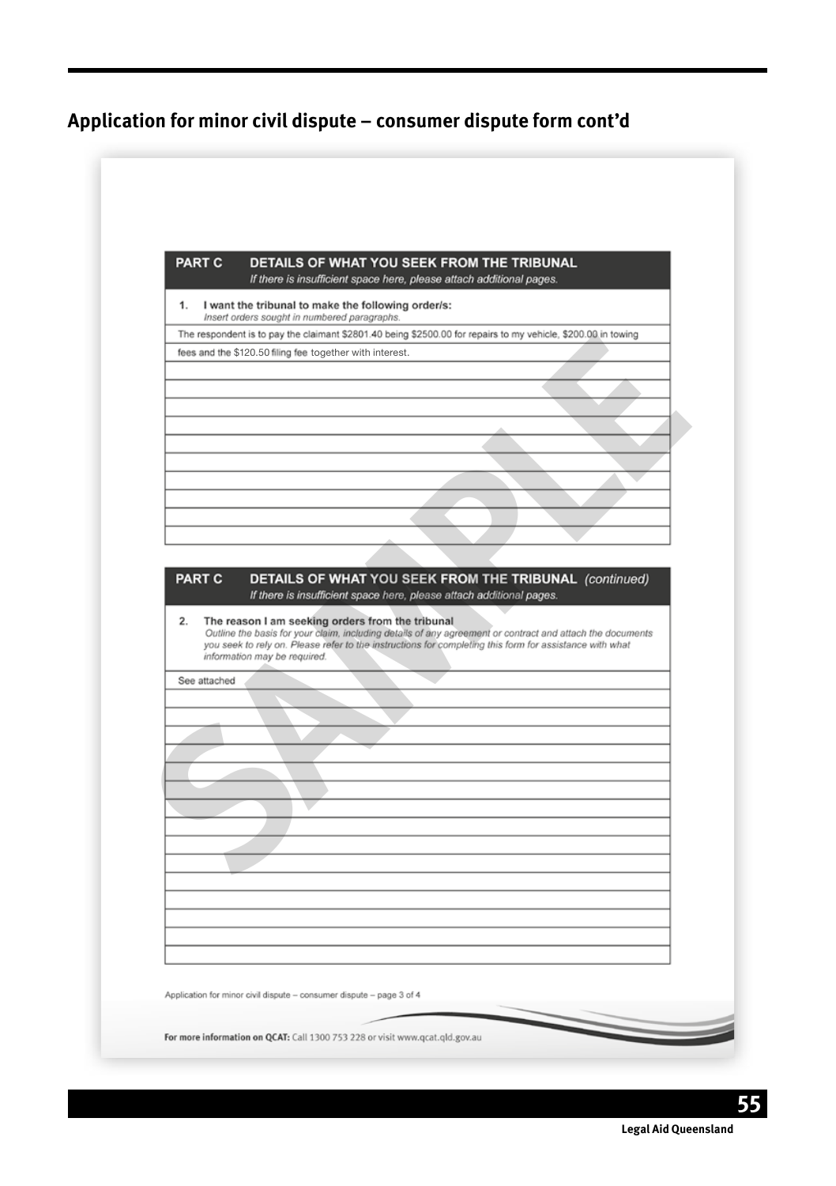## Application for minor civil dispute – consumer dispute form cont'd

**PART C DETAILS OF WHAT YOU SEEK FROM THE TRIBUNAL**

*If there is insufficient space here, please attach additional pages.*

**1. I want the tribunal to make the following order/s:**

*Insert orders sought in numbered paragraphs.*

The respondent is to pay the claimant $2801.40 being $2500.00 for repairs to my vehicle, $200.00 in towing fees and the $120.50 filing fee together with interest.

**PART C DETAILS OF WHAT YOU SEEK FROM THE TRIBUNAL** *(continued)*

*If there is insufficient space here, please attach additional pages.*

**2. The reason I am seeking orders from the tribunal**

*Outline the basis for your claim, including details of any agreement or contract and attach the documents you seek to rely on. Please refer to the instructions for completing this form for assistance with what information may be required.*

See attached

SAMPLE

Application for minor civil dispute – consumer dispute – page 3 of 4

For more information on QCAT: Call 1300 753 228 or visit www.qcat.qld.gov.au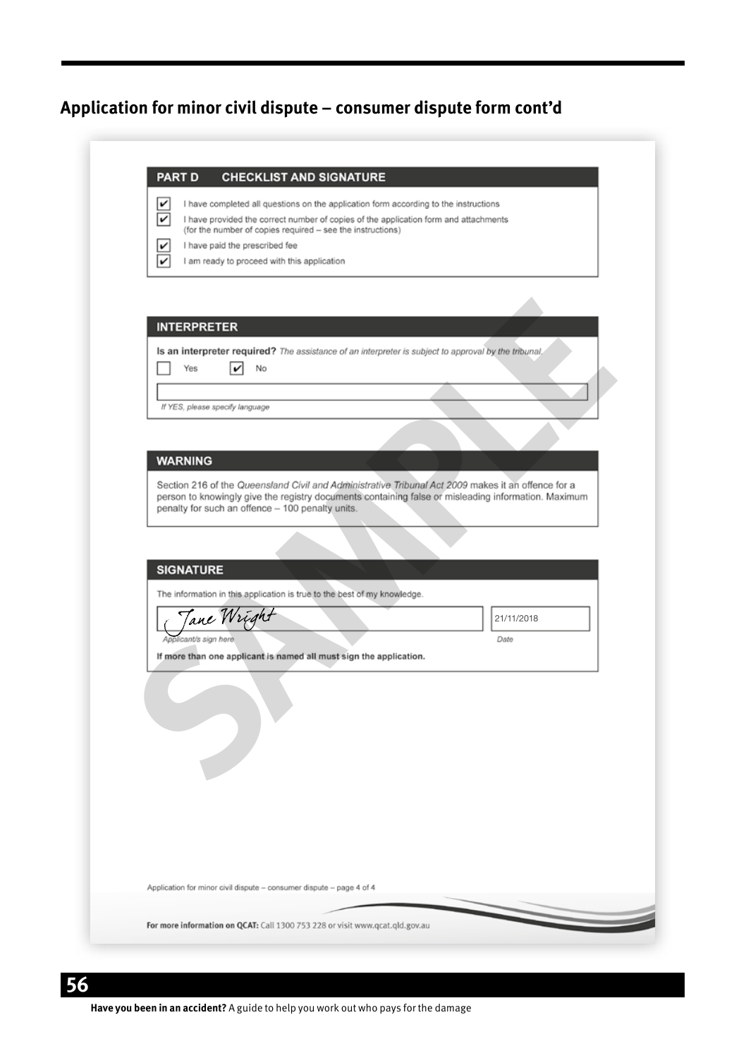## Application for minor civil dispute – consumer dispute form cont'd

### PART D CHECKLIST AND SIGNATURE

- [x] I have completed all questions on the application form according to the instructions
- [x] I have provided the correct number of copies of the application form and attachments (for the number of copies required – see the instructions)
- [x] I have paid the prescribed fee
- [x] I am ready to proceed with this application

### INTERPRETER

**Is an interpreter required?** *The assistance of an interpreter is subject to approval by the tribunal.*

- [ ] Yes
- [x] No

*If YES, please specify language*

### WARNING

Section 216 of the *Queensland Civil and Administrative Tribunal Act 2009* makes it an offence for a person to knowingly give the registry documents containing false or misleading information. Maximum penalty for such an offence – 100 penalty units.

### SIGNATURE

The information in this application is true to the best of my knowledge.

| Jane Wright | 21/11/2018 |
|---|---|
| *Applicant/s sign here* | *Date* |

**If more than one applicant is named all must sign the application.**

Application for minor civil dispute – consumer dispute – page 4 of 4

**For more information on QCAT:** Call 1300 753 228 or visit www.qcat.qld.gov.au

SAMPLE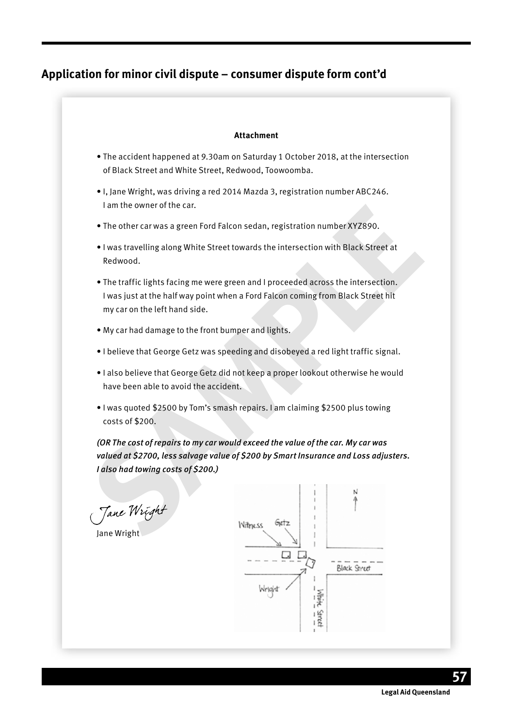## Application for minor civil dispute – consumer dispute form cont'd

**Attachment**

- The accident happened at 9.30am on Saturday 1 October 2018, at the intersection of Black Street and White Street, Redwood, Toowoomba.
- I, Jane Wright, was driving a red 2014 Mazda 3, registration number ABC246. I am the owner of the car.
- The other car was a green Ford Falcon sedan, registration number XYZ890.
- I was travelling along White Street towards the intersection with Black Street at Redwood.
- The traffic lights facing me were green and I proceeded across the intersection. I was just at the half way point when a Ford Falcon coming from Black Street hit my car on the left hand side.
- My car had damage to the front bumper and lights.
- I believe that George Getz was speeding and disobeyed a red light traffic signal.
- I also believe that George Getz did not keep a proper lookout otherwise he would have been able to avoid the accident.
- I was quoted $2500 by Tom's smash repairs. I am claiming $2500 plus towing costs of $200.

***(OR The cost of repairs to my car would exceed the value of the car. My car was valued at $2700, less salvage value of $200 by Smart Insurance and Loss adjusters. I also had towing costs of $200.)***

*Jane Wright*

Jane Wright

N

Witness Getz

Black Street

Wright

White Street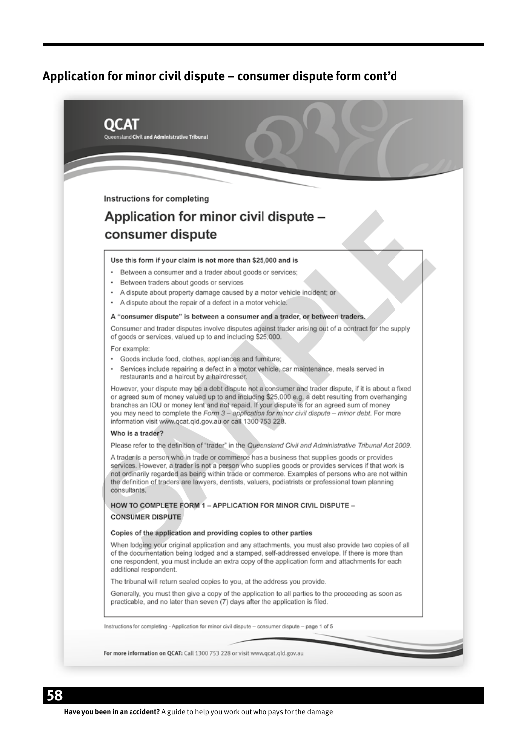## Application for minor civil dispute – consumer dispute form cont'd

**QCAT**
Queensland **Civil and Administrative Tribunal**

Instructions for completing

# Application for minor civil dispute – consumer dispute

**Use this form if your claim is not more than $25,000 and is**

- Between a consumer and a trader about goods or services;
- Between traders about goods or services
- A dispute about property damage caused by a motor vehicle incident; or
- A dispute about the repair of a defect in a motor vehicle.

**A "consumer dispute" is between a consumer and a trader, or between traders.**

Consumer and trader disputes involve disputes against trader arising out of a contract for the supply of goods or services, valued up to and including $25,000.

For example:

- Goods include food, clothes, appliances and furniture;
- Services include repairing a defect in a motor vehicle, car maintenance, meals served in restaurants and a haircut by a hairdresser.

However, your dispute may be a debt dispute not a consumer and trader dispute, if it is about a fixed or agreed sum of money valued up to and including $25,000 e.g. a debt resulting from overhanging branches an IOU or money lent and not repaid. If your dispute is for an agreed sum of money you may need to complete the *Form 3 – application for minor civil dispute – minor debt*. For more information visit www.qcat.qld.gov.au or call 1300 753 228.

**Who is a trader?**

Please refer to the definition of "trader" in the *Queensland Civil and Administrative Tribunal Act 2009*.

A trader is a person who in trade or commerce has a business that supplies goods or provides services. However, a trader is not a person who supplies goods or provides services if that work is not ordinarily regarded as being within trade or commerce. Examples of persons who are not within the definition of traders are lawyers, dentists, valuers, podiatrists or professional town planning consultants.

**HOW TO COMPLETE FORM 1 – APPLICATION FOR MINOR CIVIL DISPUTE – CONSUMER DISPUTE**

**Copies of the application and providing copies to other parties**

When lodging your original application and any attachments, you must also provide two copies of all of the documentation being lodged and a stamped, self-addressed envelope. If there is more than one respondent, you must include an extra copy of the application form and attachments for each additional respondent.

The tribunal will return sealed copies to you, at the address you provide.

Generally, you must then give a copy of the application to all parties to the proceeding as soon as practicable, and no later than seven (7) days after the application is filed.

Instructions for completing - Application for minor civil dispute – consumer dispute – page 1 of 5

**For more information on QCAT:** Call 1300 753 228 or visit www.qcat.qld.gov.au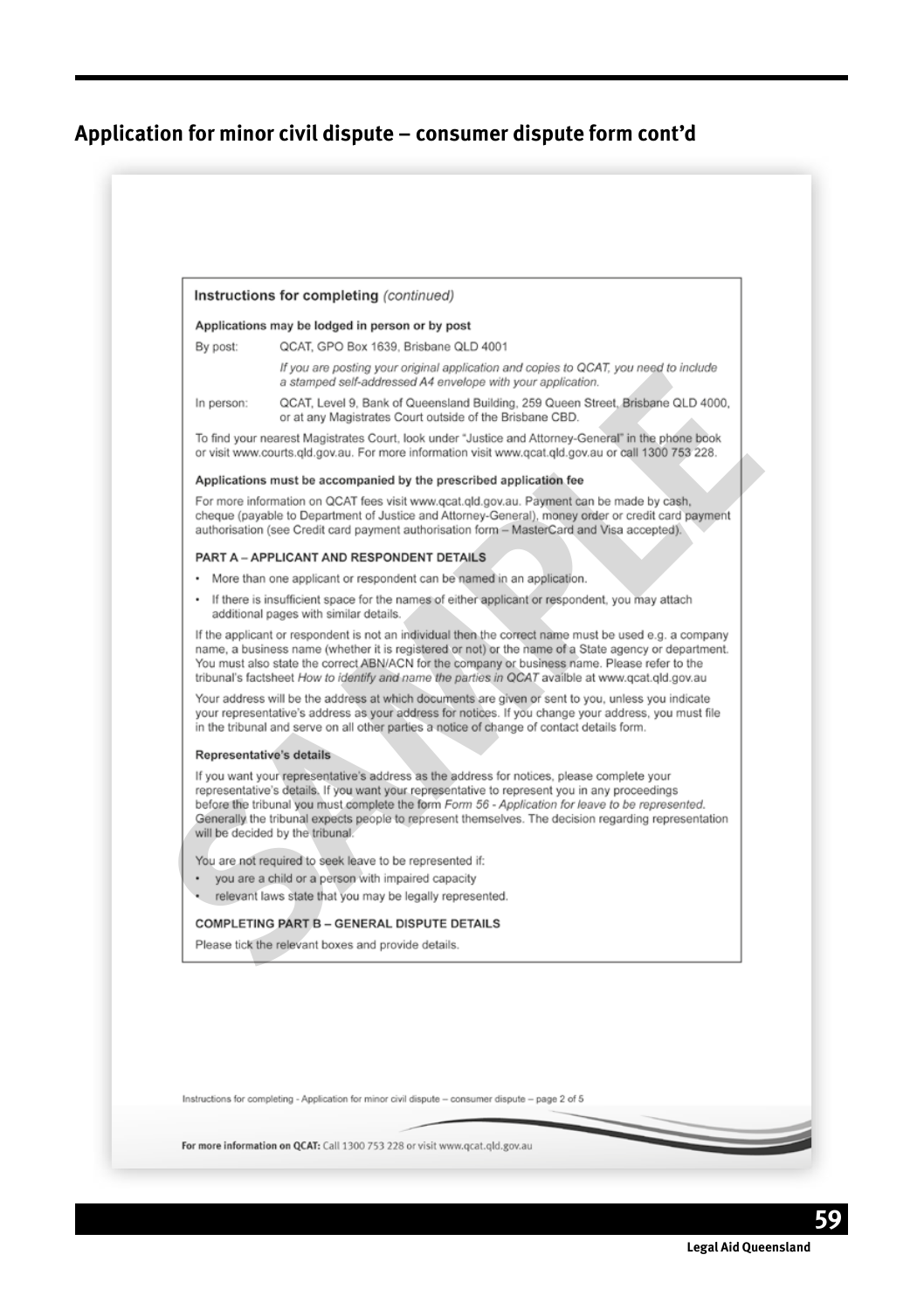## Application for minor civil dispute – consumer dispute form cont'd

### Instructions for completing *(continued)*

**Applications may be lodged in person or by post**

By post: QCAT, GPO Box 1639, Brisbane QLD 4001

*If you are posting your original application and copies to QCAT, you need to include a stamped self-addressed A4 envelope with your application.*

In person: QCAT, Level 9, Bank of Queensland Building, 259 Queen Street, Brisbane QLD 4000, or at any Magistrates Court outside of the Brisbane CBD.

To find your nearest Magistrates Court, look under "Justice and Attorney-General" in the phone book or visit www.courts.qld.gov.au. For more information visit www.qcat.qld.gov.au or call 1300 753 228.

**Applications must be accompanied by the prescribed application fee**

For more information on QCAT fees visit www.qcat.qld.gov.au. Payment can be made by cash, cheque (payable to Department of Justice and Attorney-General), money order or credit card payment authorisation (see Credit card payment authorisation form – MasterCard and Visa accepted).

**PART A – APPLICANT AND RESPONDENT DETAILS**

- More than one applicant or respondent can be named in an application.
- If there is insufficient space for the names of either applicant or respondent, you may attach additional pages with similar details.

If the applicant or respondent is not an individual then the correct name must be used e.g. a company name, a business name (whether it is registered or not) or the name of a State agency or department. You must also state the correct ABN/ACN for the company or business name. Please refer to the tribunal's factsheet *How to identify and name the parties in QCAT* availble at www.qcat.qld.gov.au

Your address will be the address at which documents are given or sent to you, unless you indicate your representative's address as your address for notices. If you change your address, you must file in the tribunal and serve on all other parties a notice of change of contact details form.

**Representative's details**

If you want your representative's address as the address for notices, please complete your representative's details. If you want your representative to represent you in any proceedings before the tribunal you must complete the form *Form 56 - Application for leave to be represented.* Generally the tribunal expects people to represent themselves. The decision regarding representation will be decided by the tribunal.

You are not required to seek leave to be represented if:

- you are a child or a person with impaired capacity
- relevant laws state that you may be legally represented.

**COMPLETING PART B – GENERAL DISPUTE DETAILS**

Please tick the relevant boxes and provide details.

Instructions for completing - Application for minor civil dispute – consumer dispute – page 2 of 5

**For more information on QCAT:** Call 1300 753 228 or visit www.qcat.qld.gov.au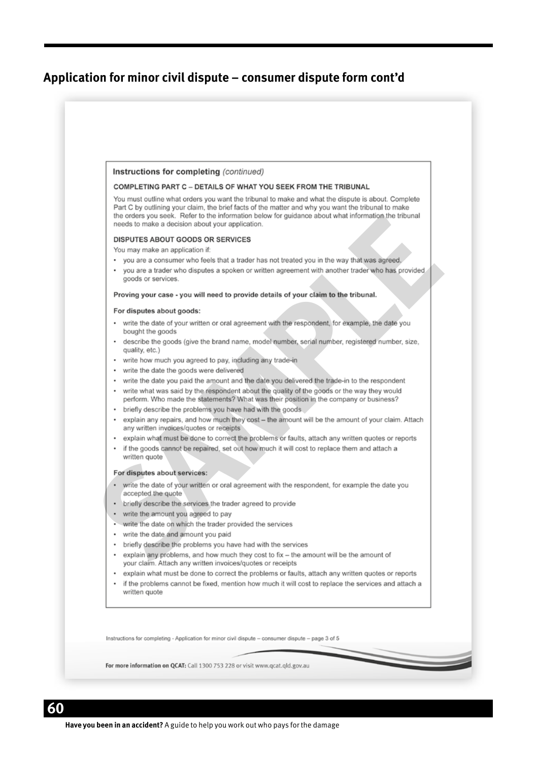## Application for minor civil dispute – consumer dispute form cont'd

### Instructions for completing *(continued)*

#### COMPLETING PART C – DETAILS OF WHAT YOU SEEK FROM THE TRIBUNAL

You must outline what orders you want the tribunal to make and what the dispute is about. Complete Part C by outlining your claim, the brief facts of the matter and why you want the tribunal to make the orders you seek. Refer to the information below for guidance about what information the tribunal needs to make a decision about your application.

#### DISPUTES ABOUT GOODS OR SERVICES

You may make an application if:

- you are a consumer who feels that a trader has not treated you in the way that was agreed.
- you are a trader who disputes a spoken or written agreement with another trader who has provided goods or services.

**Proving your case - you will need to provide details of your claim to the tribunal.**

**For disputes about goods:**

- write the date of your written or oral agreement with the respondent, for example, the date you bought the goods
- describe the goods (give the brand name, model number, serial number, registered number, size, quality, etc.)
- write how much you agreed to pay, including any trade-in
- write the date the goods were delivered
- write the date you paid the amount and the date you delivered the trade-in to the respondent
- write what was said by the respondent about the quality of the goods or the way they would perform. Who made the statements? What was their position in the company or business?
- briefly describe the problems you have had with the goods
- explain any repairs, and how much they cost – the amount will be the amount of your claim. Attach any written invoices/quotes or receipts
- explain what must be done to correct the problems or faults, attach any written quotes or reports
- if the goods cannot be repaired, set out how much it will cost to replace them and attach a written quote

**For disputes about services:**

- write the date of your written or oral agreement with the respondent, for example the date you accepted the quote
- briefly describe the services the trader agreed to provide
- write the amount you agreed to pay
- write the date on which the trader provided the services
- write the date and amount you paid
- briefly describe the problems you have had with the services
- explain any problems, and how much they cost to fix – the amount will be the amount of your claim. Attach any written invoices/quotes or receipts
- explain what must be done to correct the problems or faults, attach any written quotes or reports
- if the problems cannot be fixed, mention how much it will cost to replace the services and attach a written quote

Instructions for completing - Application for minor civil dispute – consumer dispute – page 3 of 5

**For more information on QCAT:** Call 1300 753 228 or visit www.qcat.qld.gov.au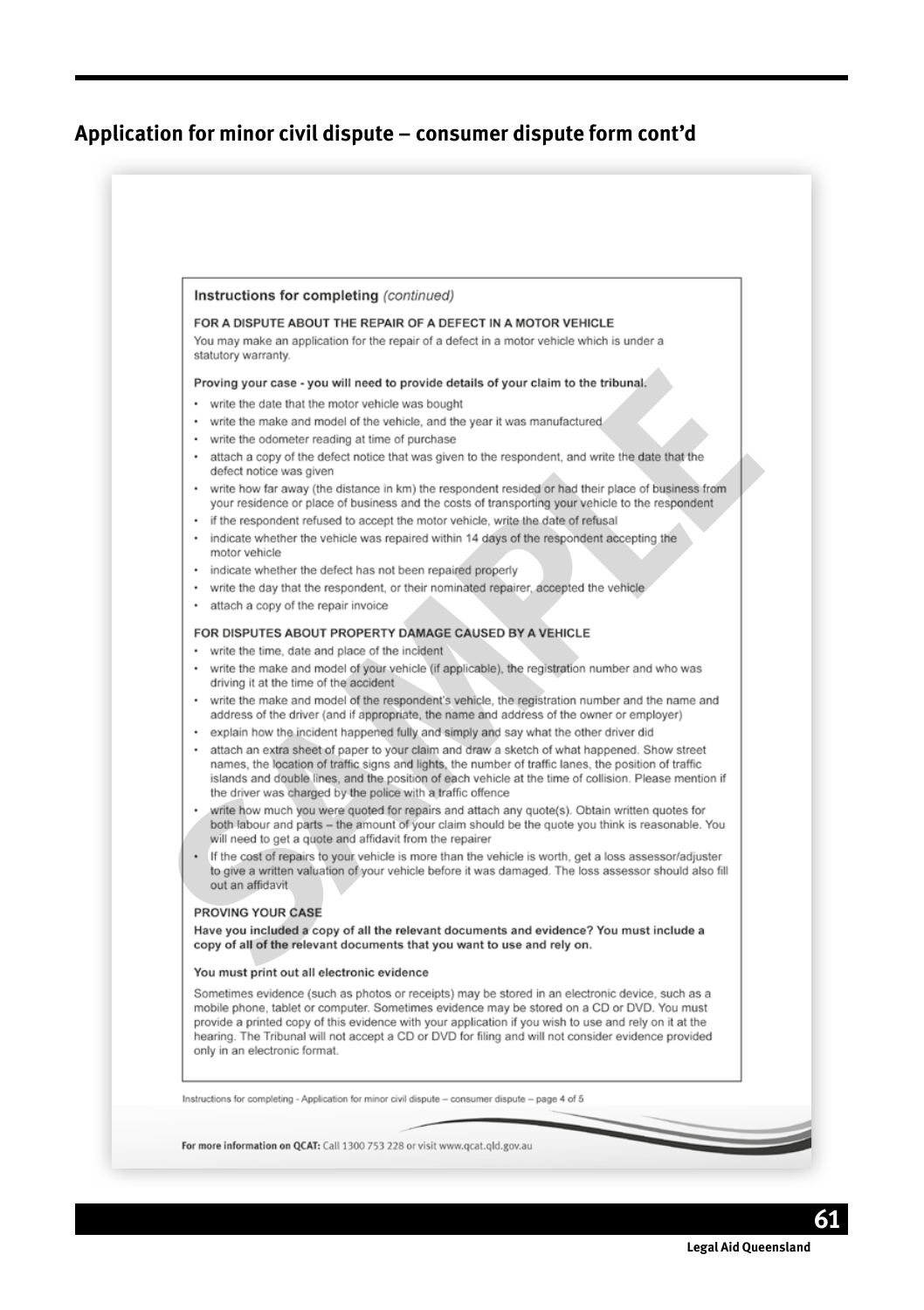## Application for minor civil dispute – consumer dispute form cont'd

### Instructions for completing *(continued)*

**FOR A DISPUTE ABOUT THE REPAIR OF A DEFECT IN A MOTOR VEHICLE**

You may make an application for the repair of a defect in a motor vehicle which is under a statutory warranty.

**Proving your case - you will need to provide details of your claim to the tribunal.**

- write the date that the motor vehicle was bought
- write the make and model of the vehicle, and the year it was manufactured
- write the odometer reading at time of purchase
- attach a copy of the defect notice that was given to the respondent, and write the date that the defect notice was given
- write how far away (the distance in km) the respondent resided or had their place of business from your residence or place of business and the costs of transporting your vehicle to the respondent
- if the respondent refused to accept the motor vehicle, write the date of refusal
- indicate whether the vehicle was repaired within 14 days of the respondent accepting the motor vehicle
- indicate whether the defect has not been repaired properly
- write the day that the respondent, or their nominated repairer, accepted the vehicle
- attach a copy of the repair invoice

**FOR DISPUTES ABOUT PROPERTY DAMAGE CAUSED BY A VEHICLE**

- write the time, date and place of the incident
- write the make and model of your vehicle (if applicable), the registration number and who was driving it at the time of the accident
- write the make and model of the respondent's vehicle, the registration number and the name and address of the driver (and if appropriate, the name and address of the owner or employer)
- explain how the incident happened fully and simply and say what the other driver did
- attach an extra sheet of paper to your claim and draw a sketch of what happened. Show street names, the location of traffic signs and lights, the number of traffic lanes, the position of traffic islands and double lines, and the position of each vehicle at the time of collision. Please mention if the driver was charged by the police with a traffic offence
- write how much you were quoted for repairs and attach any quote(s). Obtain written quotes for both labour and parts – the amount of your claim should be the quote you think is reasonable. You will need to get a quote and affidavit from the repairer
- If the cost of repairs to your vehicle is more than the vehicle is worth, get a loss assessor/adjuster to give a written valuation of your vehicle before it was damaged. The loss assessor should also fill out an affidavit

**PROVING YOUR CASE**

**Have you included a copy of all the relevant documents and evidence? You must include a copy of all of the relevant documents that you want to use and rely on.**

**You must print out all electronic evidence**

Sometimes evidence (such as photos or receipts) may be stored in an electronic device, such as a mobile phone, tablet or computer. Sometimes evidence may be stored on a CD or DVD. You must provide a printed copy of this evidence with your application if you wish to use and rely on it at the hearing. The Tribunal will not accept a CD or DVD for filing and will not consider evidence provided only in an electronic format.

Instructions for completing - Application for minor civil dispute – consumer dispute – page 4 of 5

**For more information on QCAT:** Call 1300 753 228 or visit www.qcat.qld.gov.au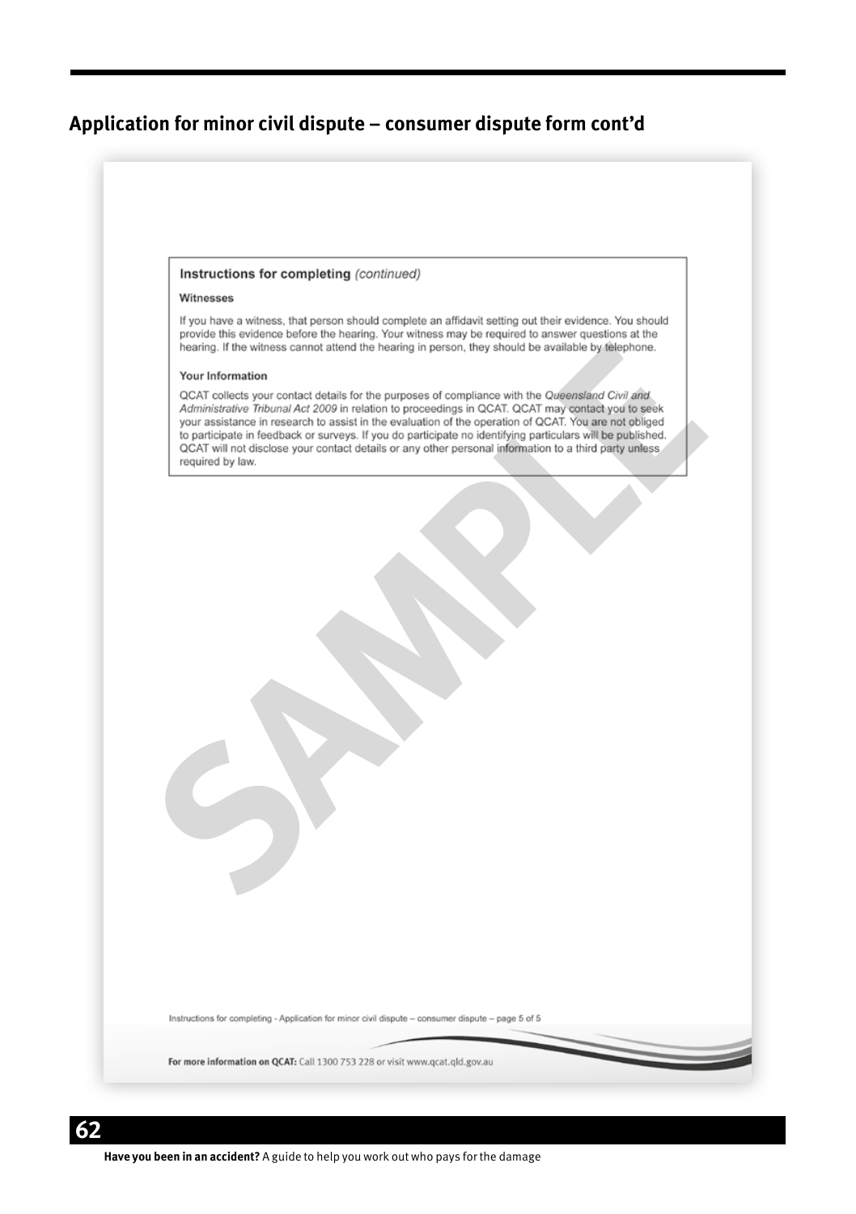## Application for minor civil dispute – consumer dispute form cont'd

### Instructions for completing *(continued)*

#### Witnesses

If you have a witness, that person should complete an affidavit setting out their evidence. You should provide this evidence before the hearing. Your witness may be required to answer questions at the hearing. If the witness cannot attend the hearing in person, they should be available by telephone.

#### Your Information

QCAT collects your contact details for the purposes of compliance with the *Queensland Civil and Administrative Tribunal Act 2009* in relation to proceedings in QCAT. QCAT may contact you to seek your assistance in research to assist in the evaluation of the operation of QCAT. You are not obliged to participate in feedback or surveys. If you do participate no identifying particulars will be published. QCAT will not disclose your contact details or any other personal information to a third party unless required by law.

SAMPLE

Instructions for completing - Application for minor civil dispute – consumer dispute – page 5 of 5

**For more information on QCAT:** Call 1300 753 228 or visit www.qcat.qld.gov.au